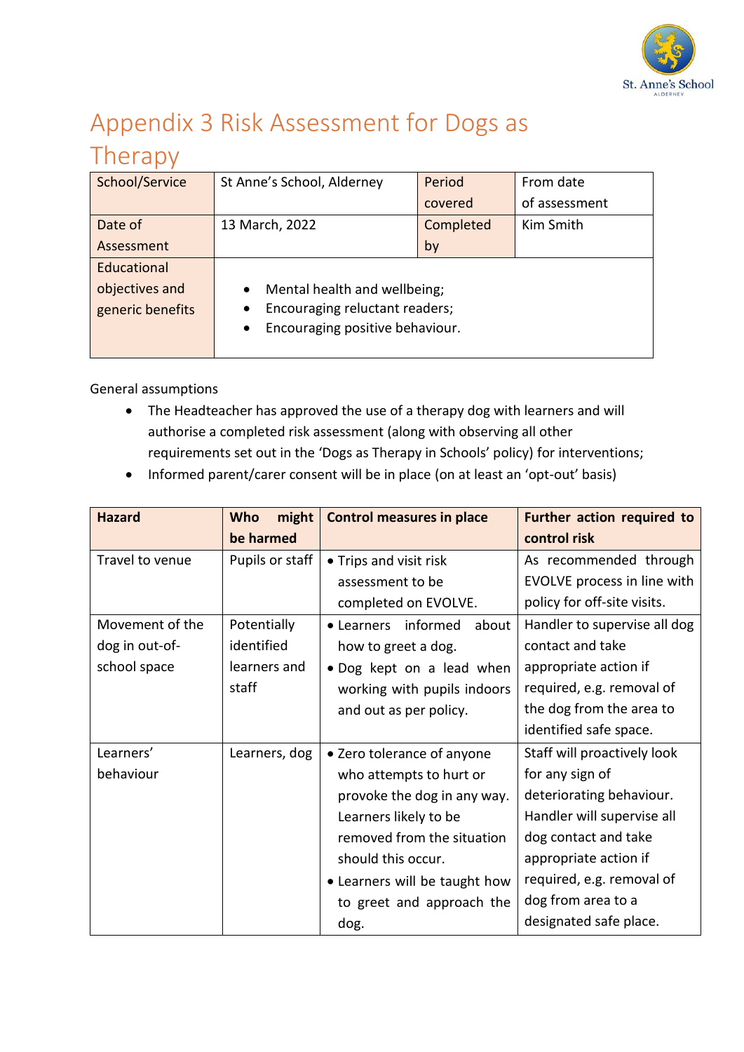# Appendix 3 Risk Assessment for Dogs as Therapy

| School/Service | St Anne's School, Alderney | Period covered | From date of assessment |
|---|---|---|---|
| Date of Assessment | 13 March, 2022 | Completed by | Kim Smith |
| Educational objectives and generic benefits | • Mental health and wellbeing;<br>• Encouraging reluctant readers;<br>• Encouraging positive behaviour. | | |

General assumptions

- The Headteacher has approved the use of a therapy dog with learners and will authorise a completed risk assessment (along with observing all other requirements set out in the 'Dogs as Therapy in Schools' policy) for interventions;
- Informed parent/carer consent will be in place (on at least an 'opt-out' basis)

| Hazard | Who might be harmed | Control measures in place | Further action required to control risk |
|---|---|---|---|
| Travel to venue | Pupils or staff | • Trips and visit risk assessment to be completed on EVOLVE. | As recommended through EVOLVE process in line with policy for off-site visits. |
| Movement of the dog in out-of-school space | Potentially identified learners and staff | • Learners informed about how to greet a dog.<br>• Dog kept on a lead when working with pupils indoors and out as per policy. | Handler to supervise all dog contact and take appropriate action if required, e.g. removal of the dog from the area to identified safe space. |
| Learners' behaviour | Learners, dog | • Zero tolerance of anyone who attempts to hurt or provoke the dog in any way. Learners likely to be removed from the situation should this occur.<br>• Learners will be taught how to greet and approach the dog. | Staff will proactively look for any sign of deteriorating behaviour. Handler will supervise all dog contact and take appropriate action if required, e.g. removal of dog from area to a designated safe place. |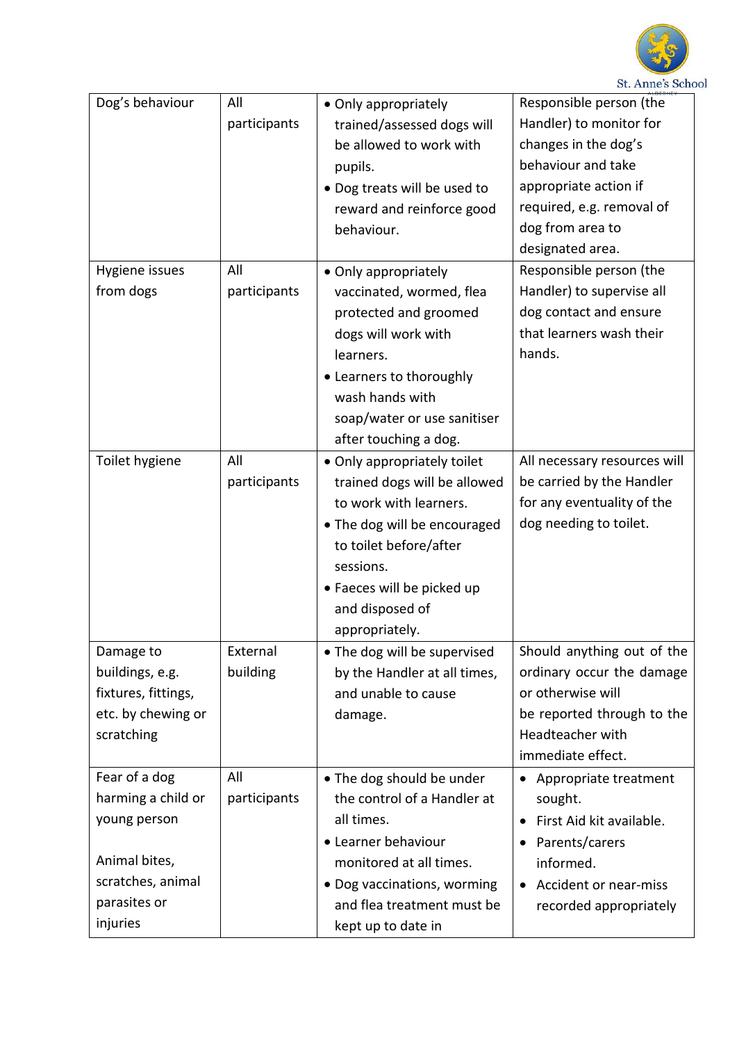| Dog's behaviour | All participants | • Only appropriately trained/assessed dogs will be allowed to work with pupils.<br>• Dog treats will be used to reward and reinforce good behaviour. | Responsible person (the Handler) to monitor for changes in the dog's behaviour and take appropriate action if required, e.g. removal of dog from area to designated area. |
|---|---|---|---|
| Hygiene issues from dogs | All participants | • Only appropriately vaccinated, wormed, flea protected and groomed dogs will work with learners.<br>• Learners to thoroughly wash hands with soap/water or use sanitiser after touching a dog. | Responsible person (the Handler) to supervise all dog contact and ensure that learners wash their hands. |
| Toilet hygiene | All participants | • Only appropriately toilet trained dogs will be allowed to work with learners.<br>• The dog will be encouraged to toilet before/after sessions.<br>• Faeces will be picked up and disposed of appropriately. | All necessary resources will be carried by the Handler for any eventuality of the dog needing to toilet. |
| Damage to buildings, e.g. fixtures, fittings, etc. by chewing or scratching | External building | • The dog will be supervised by the Handler at all times, and unable to cause damage. | Should anything out of the ordinary occur the damage or otherwise will be reported through to the Headteacher with immediate effect. |
| Fear of a dog harming a child or young person<br><br>Animal bites, scratches, animal parasites or injuries | All participants | • The dog should be under the control of a Handler at all times.<br>• Learner behaviour monitored at all times.<br>• Dog vaccinations, worming and flea treatment must be kept up to date in | • Appropriate treatment sought.<br>• First Aid kit available.<br>• Parents/carers informed.<br>• Accident or near-miss recorded appropriately |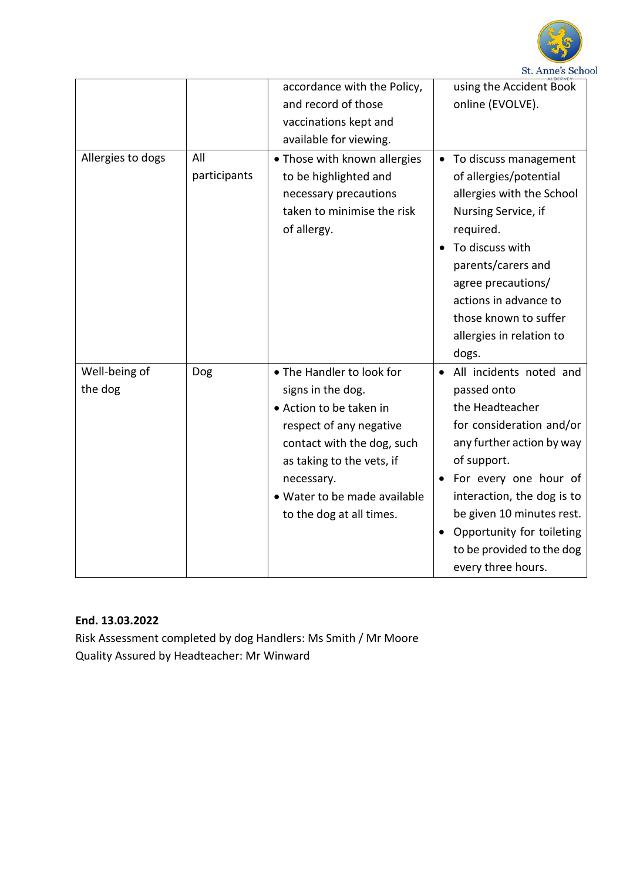| | | | |
|---|---|---|---|
| | | accordance with the Policy, and record of those vaccinations kept and available for viewing. | using the Accident Book online (EVOLVE). |
| Allergies to dogs | All participants | • Those with known allergies to be highlighted and necessary precautions taken to minimise the risk of allergy. | • To discuss management of allergies/potential allergies with the School Nursing Service, if required.<br>• To discuss with parents/carers and agree precautions/ actions in advance to those known to suffer allergies in relation to dogs. |
| Well-being of the dog | Dog | • The Handler to look for signs in the dog.<br>• Action to be taken in respect of any negative contact with the dog, such as taking to the vets, if necessary.<br>• Water to be made available to the dog at all times. | • All incidents noted and passed onto the Headteacher for consideration and/or any further action by way of support.<br>• For every one hour of interaction, the dog is to be given 10 minutes rest.<br>• Opportunity for toileting to be provided to the dog every three hours. |

**End. 13.03.2022**

Risk Assessment completed by dog Handlers: Ms Smith / Mr Moore

Quality Assured by Headteacher: Mr Winward